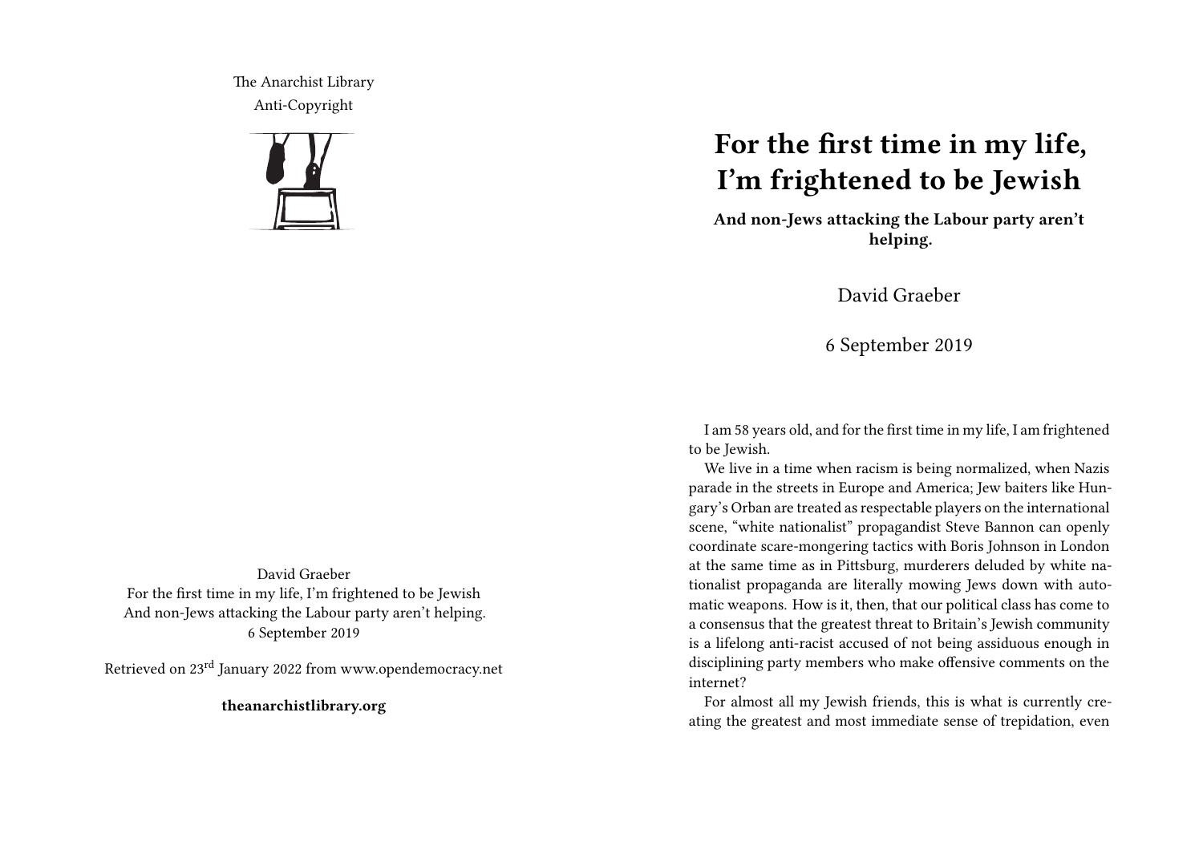The Anarchist Library
Anti-Copyright

David Graeber
For the first time in my life, I'm frightened to be Jewish
And non-Jews attacking the Labour party aren't helping.
6 September 2019

Retrieved on 23rd January 2022 from www.opendemocracy.net

**theanarchistlibrary.org**

# For the first time in my life, I'm frightened to be Jewish

**And non-Jews attacking the Labour party aren't helping.**

David Graeber

6 September 2019

I am 58 years old, and for the first time in my life, I am frightened to be Jewish.

We live in a time when racism is being normalized, when Nazis parade in the streets in Europe and America; Jew baiters like Hungary's Orban are treated as respectable players on the international scene, "white nationalist" propagandist Steve Bannon can openly coordinate scare-mongering tactics with Boris Johnson in London at the same time as in Pittsburg, murderers deluded by white nationalist propaganda are literally mowing Jews down with automatic weapons. How is it, then, that our political class has come to a consensus that the greatest threat to Britain's Jewish community is a lifelong anti-racist accused of not being assiduous enough in disciplining party members who make offensive comments on the internet?

For almost all my Jewish friends, this is what is currently creating the greatest and most immediate sense of trepidation, even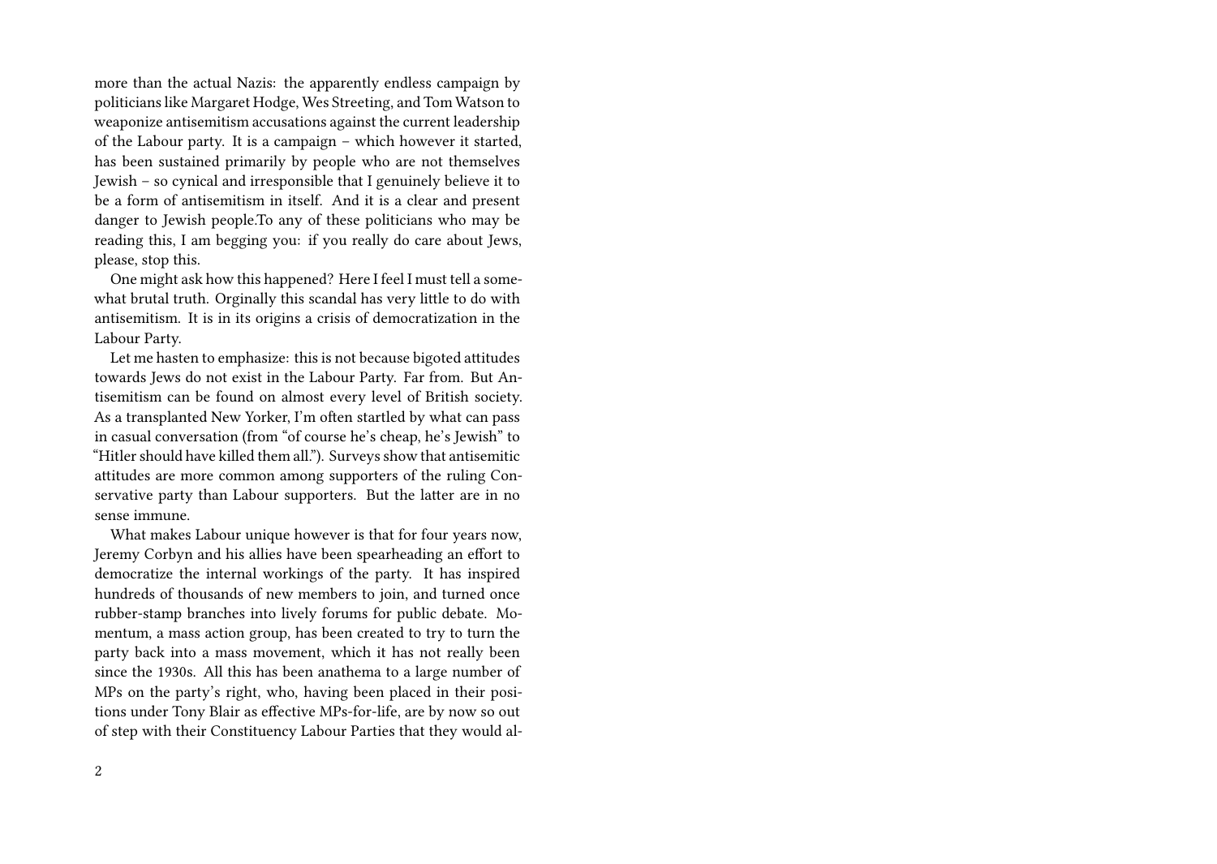more than the actual Nazis: the apparently endless campaign by politicians like Margaret Hodge, Wes Streeting, and Tom Watson to weaponize antisemitism accusations against the current leadership of the Labour party. It is a campaign – which however it started, has been sustained primarily by people who are not themselves Jewish – so cynical and irresponsible that I genuinely believe it to be a form of antisemitism in itself. And it is a clear and present danger to Jewish people.To any of these politicians who may be reading this, I am begging you: if you really do care about Jews, please, stop this.

One might ask how this happened? Here I feel I must tell a somewhat brutal truth. Orginally this scandal has very little to do with antisemitism. It is in its origins a crisis of democratization in the Labour Party.

Let me hasten to emphasize: this is not because bigoted attitudes towards Jews do not exist in the Labour Party. Far from. But Antisemitism can be found on almost every level of British society. As a transplanted New Yorker, I'm often startled by what can pass in casual conversation (from "of course he's cheap, he's Jewish" to "Hitler should have killed them all."). Surveys show that antisemitic attitudes are more common among supporters of the ruling Conservative party than Labour supporters. But the latter are in no sense immune.

What makes Labour unique however is that for four years now, Jeremy Corbyn and his allies have been spearheading an effort to democratize the internal workings of the party. It has inspired hundreds of thousands of new members to join, and turned once rubber-stamp branches into lively forums for public debate. Momentum, a mass action group, has been created to try to turn the party back into a mass movement, which it has not really been since the 1930s. All this has been anathema to a large number of MPs on the party's right, who, having been placed in their positions under Tony Blair as effective MPs-for-life, are by now so out of step with their Constituency Labour Parties that they would al-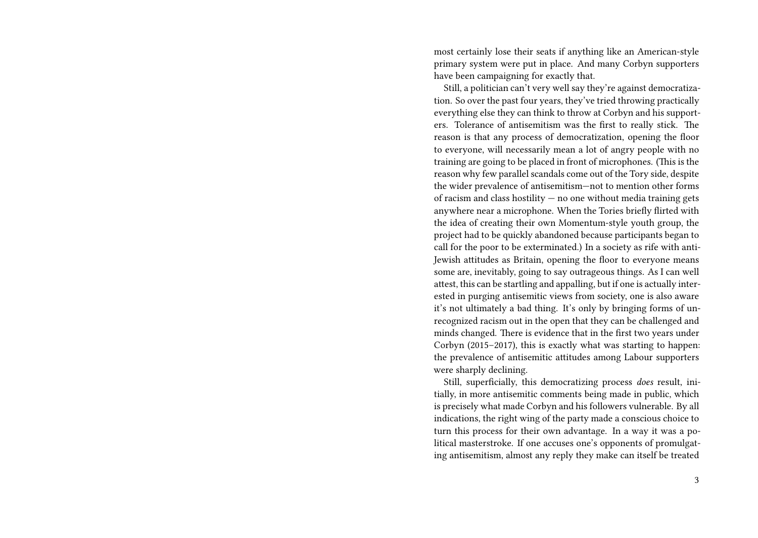most certainly lose their seats if anything like an American-style primary system were put in place. And many Corbyn supporters have been campaigning for exactly that.

Still, a politician can't very well say they're against democratization. So over the past four years, they've tried throwing practically everything else they can think to throw at Corbyn and his supporters. Tolerance of antisemitism was the first to really stick. The reason is that any process of democratization, opening the floor to everyone, will necessarily mean a lot of angry people with no training are going to be placed in front of microphones. (This is the reason why few parallel scandals come out of the Tory side, despite the wider prevalence of antisemitism—not to mention other forms of racism and class hostility — no one without media training gets anywhere near a microphone. When the Tories briefly flirted with the idea of creating their own Momentum-style youth group, the project had to be quickly abandoned because participants began to call for the poor to be exterminated.) In a society as rife with anti-Jewish attitudes as Britain, opening the floor to everyone means some are, inevitably, going to say outrageous things. As I can well attest, this can be startling and appalling, but if one is actually interested in purging antisemitic views from society, one is also aware it's not ultimately a bad thing. It's only by bringing forms of unrecognized racism out in the open that they can be challenged and minds changed. There is evidence that in the first two years under Corbyn (2015–2017), this is exactly what was starting to happen: the prevalence of antisemitic attitudes among Labour supporters were sharply declining.

Still, superficially, this democratizing process *does* result, initially, in more antisemitic comments being made in public, which is precisely what made Corbyn and his followers vulnerable. By all indications, the right wing of the party made a conscious choice to turn this process for their own advantage. In a way it was a political masterstroke. If one accuses one's opponents of promulgating antisemitism, almost any reply they make can itself be treated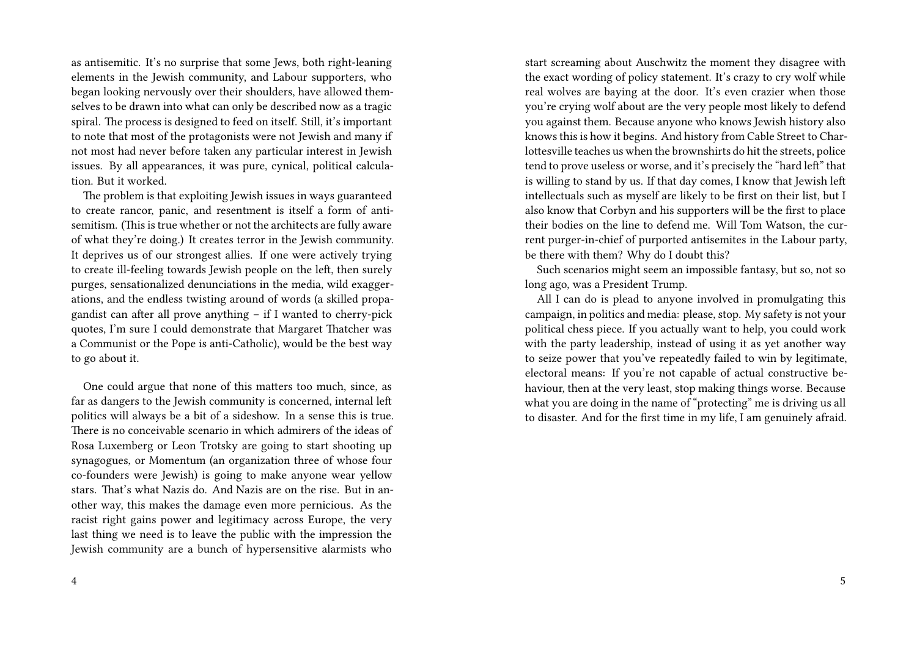as antisemitic. It's no surprise that some Jews, both right-leaning elements in the Jewish community, and Labour supporters, who began looking nervously over their shoulders, have allowed themselves to be drawn into what can only be described now as a tragic spiral. The process is designed to feed on itself. Still, it's important to note that most of the protagonists were not Jewish and many if not most had never before taken any particular interest in Jewish issues. By all appearances, it was pure, cynical, political calculation. But it worked.

The problem is that exploiting Jewish issues in ways guaranteed to create rancor, panic, and resentment is itself a form of antisemitism. (This is true whether or not the architects are fully aware of what they're doing.) It creates terror in the Jewish community. It deprives us of our strongest allies. If one were actively trying to create ill-feeling towards Jewish people on the left, then surely purges, sensationalized denunciations in the media, wild exaggerations, and the endless twisting around of words (a skilled propagandist can after all prove anything – if I wanted to cherry-pick quotes, I'm sure I could demonstrate that Margaret Thatcher was a Communist or the Pope is anti-Catholic), would be the best way to go about it.

One could argue that none of this matters too much, since, as far as dangers to the Jewish community is concerned, internal left politics will always be a bit of a sideshow. In a sense this is true. There is no conceivable scenario in which admirers of the ideas of Rosa Luxemberg or Leon Trotsky are going to start shooting up synagogues, or Momentum (an organization three of whose four co-founders were Jewish) is going to make anyone wear yellow stars. That's what Nazis do. And Nazis are on the rise. But in another way, this makes the damage even more pernicious. As the racist right gains power and legitimacy across Europe, the very last thing we need is to leave the public with the impression the Jewish community are a bunch of hypersensitive alarmists who start screaming about Auschwitz the moment they disagree with the exact wording of policy statement. It's crazy to cry wolf while real wolves are baying at the door. It's even crazier when those you're crying wolf about are the very people most likely to defend you against them. Because anyone who knows Jewish history also knows this is how it begins. And history from Cable Street to Charlottesville teaches us when the brownshirts do hit the streets, police tend to prove useless or worse, and it's precisely the "hard left" that is willing to stand by us. If that day comes, I know that Jewish left intellectuals such as myself are likely to be first on their list, but I also know that Corbyn and his supporters will be the first to place their bodies on the line to defend me. Will Tom Watson, the current purger-in-chief of purported antisemites in the Labour party, be there with them? Why do I doubt this?

Such scenarios might seem an impossible fantasy, but so, not so long ago, was a President Trump.

All I can do is plead to anyone involved in promulgating this campaign, in politics and media: please, stop. My safety is not your political chess piece. If you actually want to help, you could work with the party leadership, instead of using it as yet another way to seize power that you've repeatedly failed to win by legitimate, electoral means: If you're not capable of actual constructive behaviour, then at the very least, stop making things worse. Because what you are doing in the name of "protecting" me is driving us all to disaster. And for the first time in my life, I am genuinely afraid.